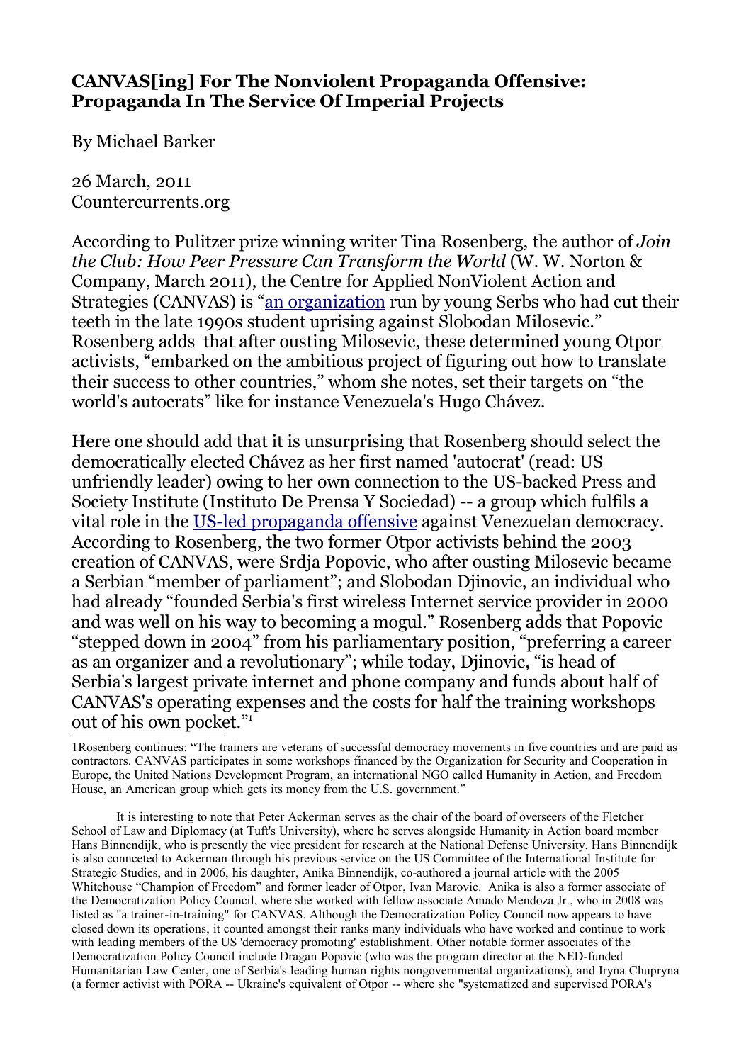# CANVAS[ing] For The Nonviolent Propaganda Offensive: Propaganda In The Service Of Imperial Projects

By Michael Barker

26 March, 2011
Countercurrents.org

According to Pulitzer prize winning writer Tina Rosenberg, the author of *Join the Club: How Peer Pressure Can Transform the World* (W. W. Norton & Company, March 2011), the Centre for Applied NonViolent Action and Strategies (CANVAS) is "an organization run by young Serbs who had cut their teeth in the late 1990s student uprising against Slobodan Milosevic." Rosenberg adds that after ousting Milosevic, these determined young Otpor activists, "embarked on the ambitious project of figuring out how to translate their success to other countries," whom she notes, set their targets on "the world's autocrats" like for instance Venezuela's Hugo Chávez.

Here one should add that it is unsurprising that Rosenberg should select the democratically elected Chávez as her first named 'autocrat' (read: US unfriendly leader) owing to her own connection to the US-backed Press and Society Institute (Instituto De Prensa Y Sociedad) -- a group which fulfils a vital role in the US-led propaganda offensive against Venezuelan democracy. According to Rosenberg, the two former Otpor activists behind the 2003 creation of CANVAS, were Srdja Popovic, who after ousting Milosevic became a Serbian "member of parliament"; and Slobodan Djinovic, an individual who had already "founded Serbia's first wireless Internet service provider in 2000 and was well on his way to becoming a mogul." Rosenberg adds that Popovic "stepped down in 2004" from his parliamentary position, "preferring a career as an organizer and a revolutionary"; while today, Djinovic, "is head of Serbia's largest private internet and phone company and funds about half of CANVAS's operating expenses and the costs for half the training workshops out of his own pocket."[1]

---

[1] Rosenberg continues: "The trainers are veterans of successful democracy movements in five countries and are paid as contractors. CANVAS participates in some workshops financed by the Organization for Security and Cooperation in Europe, the United Nations Development Program, an international NGO called Humanity in Action, and Freedom House, an American group which gets its money from the U.S. government."

It is interesting to note that Peter Ackerman serves as the chair of the board of overseers of the Fletcher School of Law and Diplomacy (at Tuft's University), where he serves alongside Humanity in Action board member Hans Binnendijk, who is presently the vice president for research at the National Defense University. Hans Binnendijk is also connceted to Ackerman through his previous service on the US Committee of the International Institute for Strategic Studies, and in 2006, his daughter, Anika Binnendijk, co-authored a journal article with the 2005 Whitehouse "Champion of Freedom" and former leader of Otpor, Ivan Marovic. Anika is also a former associate of the Democratization Policy Council, where she worked with fellow associate Amado Mendoza Jr., who in 2008 was listed as "a trainer-in-training" for CANVAS. Although the Democratization Policy Council now appears to have closed down its operations, it counted amongst their ranks many individuals who have worked and continue to work with leading members of the US 'democracy promoting' establishment. Other notable former associates of the Democratization Policy Council include Dragan Popovic (who was the program director at the NED-funded Humanitarian Law Center, one of Serbia's leading human rights nongovernmental organizations), and Iryna Chupryna (a former activist with PORA -- Ukraine's equivalent of Otpor -- where she "systematized and supervised PORA's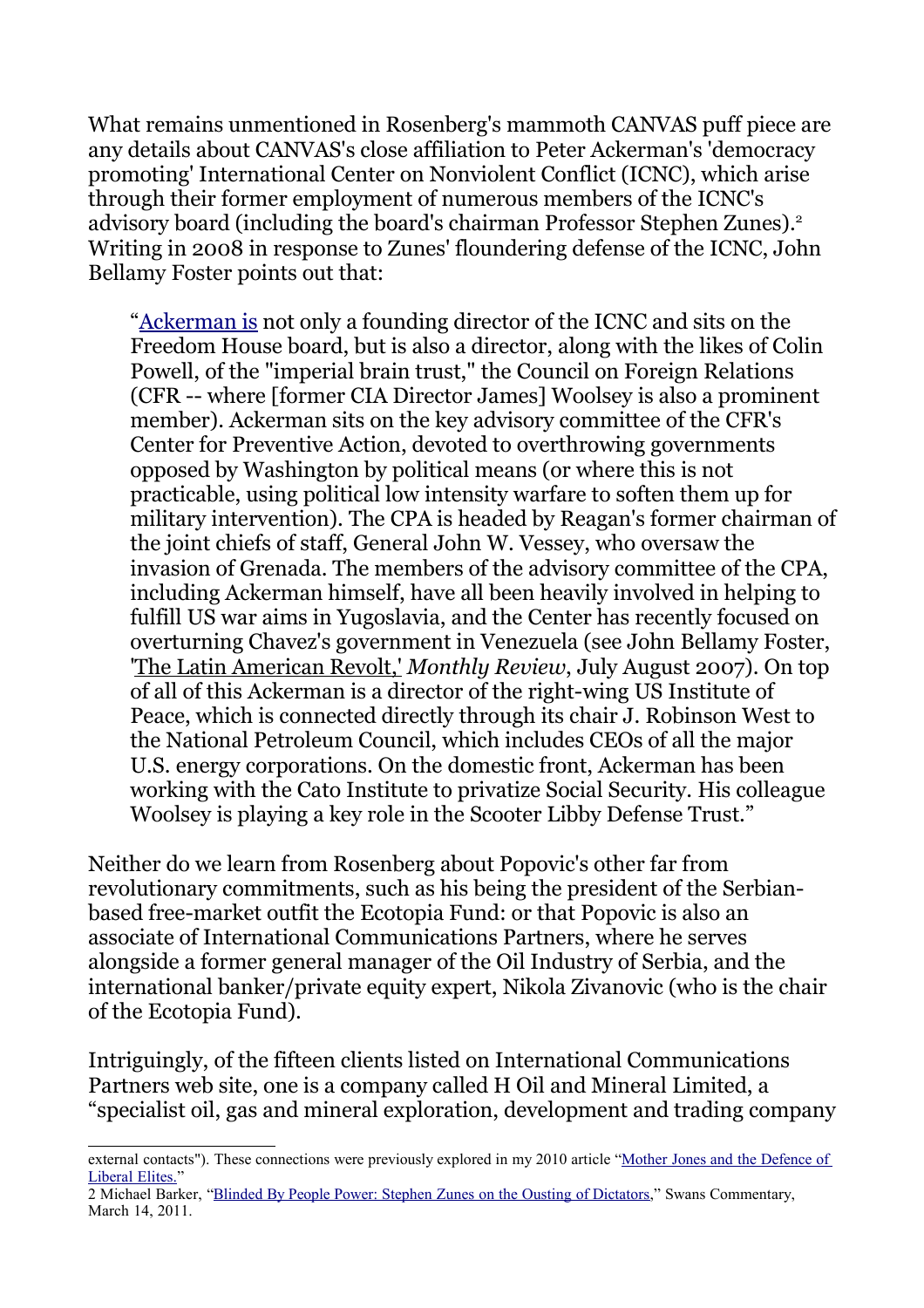What remains unmentioned in Rosenberg's mammoth CANVAS puff piece are any details about CANVAS's close affiliation to Peter Ackerman's 'democracy promoting' International Center on Nonviolent Conflict (ICNC), which arise through their former employment of numerous members of the ICNC's advisory board (including the board's chairman Professor Stephen Zunes).[2] Writing in 2008 in response to Zunes' floundering defense of the ICNC, John Bellamy Foster points out that:

> "Ackerman is not only a founding director of the ICNC and sits on the Freedom House board, but is also a director, along with the likes of Colin Powell, of the "imperial brain trust," the Council on Foreign Relations (CFR -- where [former CIA Director James] Woolsey is also a prominent member). Ackerman sits on the key advisory committee of the CFR's Center for Preventive Action, devoted to overthrowing governments opposed by Washington by political means (or where this is not practicable, using political low intensity warfare to soften them up for military intervention). The CPA is headed by Reagan's former chairman of the joint chiefs of staff, General John W. Vessey, who oversaw the invasion of Grenada. The members of the advisory committee of the CPA, including Ackerman himself, have all been heavily involved in helping to fulfill US war aims in Yugoslavia, and the Center has recently focused on overturning Chavez's government in Venezuela (see John Bellamy Foster, 'The Latin American Revolt,' *Monthly Review*, July August 2007). On top of all of this Ackerman is a director of the right-wing US Institute of Peace, which is connected directly through its chair J. Robinson West to the National Petroleum Council, which includes CEOs of all the major U.S. energy corporations. On the domestic front, Ackerman has been working with the Cato Institute to privatize Social Security. His colleague Woolsey is playing a key role in the Scooter Libby Defense Trust."

Neither do we learn from Rosenberg about Popovic's other far from revolutionary commitments, such as his being the president of the Serbian-based free-market outfit the Ecotopia Fund: or that Popovic is also an associate of International Communications Partners, where he serves alongside a former general manager of the Oil Industry of Serbia, and the international banker/private equity expert, Nikola Zivanovic (who is the chair of the Ecotopia Fund).

Intriguingly, of the fifteen clients listed on International Communications Partners web site, one is a company called H Oil and Mineral Limited, a "specialist oil, gas and mineral exploration, development and trading company

---

external contacts"). These connections were previously explored in my 2010 article "Mother Jones and the Defence of Liberal Elites."

2 Michael Barker, "Blinded By People Power: Stephen Zunes on the Ousting of Dictators," Swans Commentary, March 14, 2011.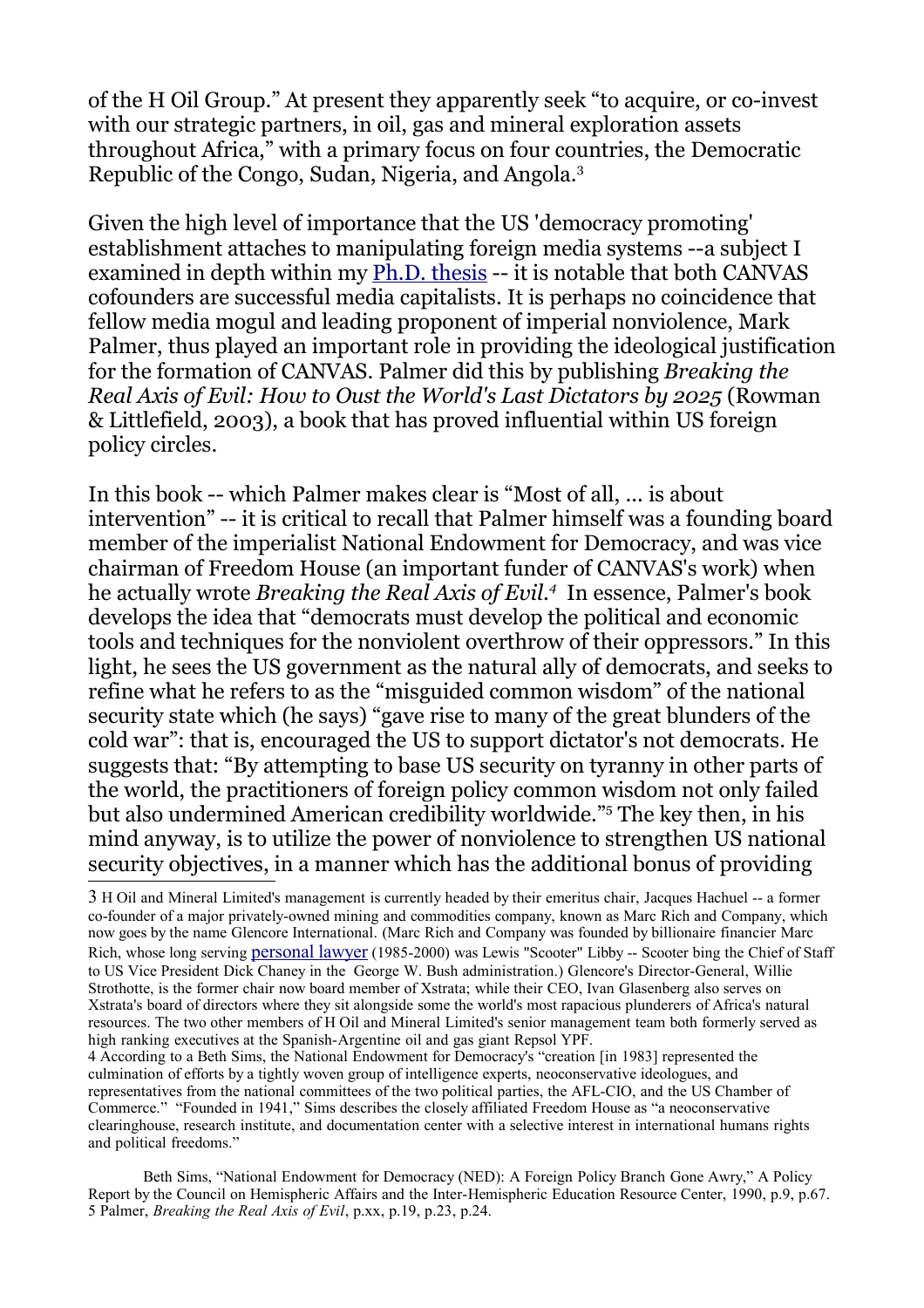of the H Oil Group." At present they apparently seek "to acquire, or co-invest with our strategic partners, in oil, gas and mineral exploration assets throughout Africa," with a primary focus on four countries, the Democratic Republic of the Congo, Sudan, Nigeria, and Angola.[3]

Given the high level of importance that the US 'democracy promoting' establishment attaches to manipulating foreign media systems --a subject I examined in depth within my Ph.D. thesis -- it is notable that both CANVAS cofounders are successful media capitalists. It is perhaps no coincidence that fellow media mogul and leading proponent of imperial nonviolence, Mark Palmer, thus played an important role in providing the ideological justification for the formation of CANVAS. Palmer did this by publishing *Breaking the Real Axis of Evil: How to Oust the World's Last Dictators by 2025* (Rowman & Littlefield, 2003), a book that has proved influential within US foreign policy circles.

In this book -- which Palmer makes clear is "Most of all, ... is about intervention" -- it is critical to recall that Palmer himself was a founding board member of the imperialist National Endowment for Democracy, and was vice chairman of Freedom House (an important funder of CANVAS's work) when he actually wrote *Breaking the Real Axis of Evil*.[4] In essence, Palmer's book develops the idea that "democrats must develop the political and economic tools and techniques for the nonviolent overthrow of their oppressors." In this light, he sees the US government as the natural ally of democrats, and seeks to refine what he refers to as the "misguided common wisdom" of the national security state which (he says) "gave rise to many of the great blunders of the cold war": that is, encouraged the US to support dictator's not democrats. He suggests that: "By attempting to base US security on tyranny in other parts of the world, the practitioners of foreign policy common wisdom not only failed but also undermined American credibility worldwide."[5] The key then, in his mind anyway, is to utilize the power of nonviolence to strengthen US national security objectives, in a manner which has the additional bonus of providing

---

3 H Oil and Mineral Limited's management is currently headed by their emeritus chair, Jacques Hachuel -- a former co-founder of a major privately-owned mining and commodities company, known as Marc Rich and Company, which now goes by the name Glencore International. (Marc Rich and Company was founded by billionaire financier Marc Rich, whose long serving personal lawyer (1985-2000) was Lewis "Scooter" Libby -- Scooter bing the Chief of Staff to US Vice President Dick Chaney in the George W. Bush administration.) Glencore's Director-General, Willie Strothotte, is the former chair now board member of Xstrata; while their CEO, Ivan Glasenberg also serves on Xstrata's board of directors where they sit alongside some the world's most rapacious plunderers of Africa's natural resources. The two other members of H Oil and Mineral Limited's senior management team both formerly served as high ranking executives at the Spanish-Argentine oil and gas giant Repsol YPF.

4 According to a Beth Sims, the National Endowment for Democracy's "creation [in 1983] represented the culmination of efforts by a tightly woven group of intelligence experts, neoconservative ideologues, and representatives from the national committees of the two political parties, the AFL-CIO, and the US Chamber of Commerce." "Founded in 1941," Sims describes the closely affiliated Freedom House as "a neoconservative clearinghouse, research institute, and documentation center with a selective interest in international humans rights and political freedoms."

Beth Sims, "National Endowment for Democracy (NED): A Foreign Policy Branch Gone Awry," A Policy Report by the Council on Hemispheric Affairs and the Inter-Hemispheric Education Resource Center, 1990, p.9, p.67.

5 Palmer, *Breaking the Real Axis of Evil*, p.xx, p.19, p.23, p.24.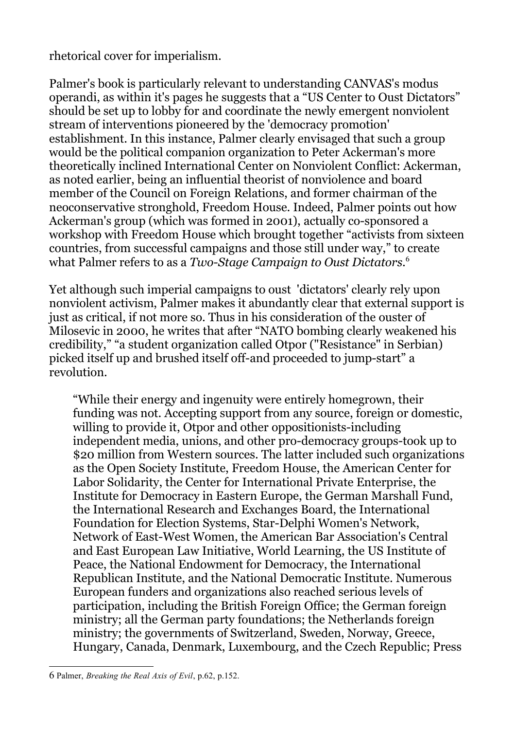rhetorical cover for imperialism.

Palmer's book is particularly relevant to understanding CANVAS's modus operandi, as within it's pages he suggests that a “US Center to Oust Dictators” should be set up to lobby for and coordinate the newly emergent nonviolent stream of interventions pioneered by the 'democracy promotion' establishment. In this instance, Palmer clearly envisaged that such a group would be the political companion organization to Peter Ackerman's more theoretically inclined International Center on Nonviolent Conflict: Ackerman, as noted earlier, being an influential theorist of nonviolence and board member of the Council on Foreign Relations, and former chairman of the neoconservative stronghold, Freedom House. Indeed, Palmer points out how Ackerman's group (which was formed in 2001), actually co-sponsored a workshop with Freedom House which brought together “activists from sixteen countries, from successful campaigns and those still under way,” to create what Palmer refers to as a *Two-Stage Campaign to Oust Dictators*.[6]

Yet although such imperial campaigns to oust 'dictators' clearly rely upon nonviolent activism, Palmer makes it abundantly clear that external support is just as critical, if not more so. Thus in his consideration of the ouster of Milosevic in 2000, he writes that after “NATO bombing clearly weakened his credibility,” “a student organization called Otpor ("Resistance" in Serbian) picked itself up and brushed itself off-and proceeded to jump-start” a revolution.

> “While their energy and ingenuity were entirely homegrown, their funding was not. Accepting support from any source, foreign or domestic, willing to provide it, Otpor and other oppositionists-including independent media, unions, and other pro-democracy groups-took up to \$20 million from Western sources. The latter included such organizations as the Open Society Institute, Freedom House, the American Center for Labor Solidarity, the Center for International Private Enterprise, the Institute for Democracy in Eastern Europe, the German Marshall Fund, the International Research and Exchanges Board, the International Foundation for Election Systems, Star-Delphi Women's Network, Network of East-West Women, the American Bar Association's Central and East European Law Initiative, World Learning, the US Institute of Peace, the National Endowment for Democracy, the International Republican Institute, and the National Democratic Institute. Numerous European funders and organizations also reached serious levels of participation, including the British Foreign Office; the German foreign ministry; all the German party foundations; the Netherlands foreign ministry; the governments of Switzerland, Sweden, Norway, Greece, Hungary, Canada, Denmark, Luxembourg, and the Czech Republic; Press

---

6 Palmer, *Breaking the Real Axis of Evil*, p.62, p.152.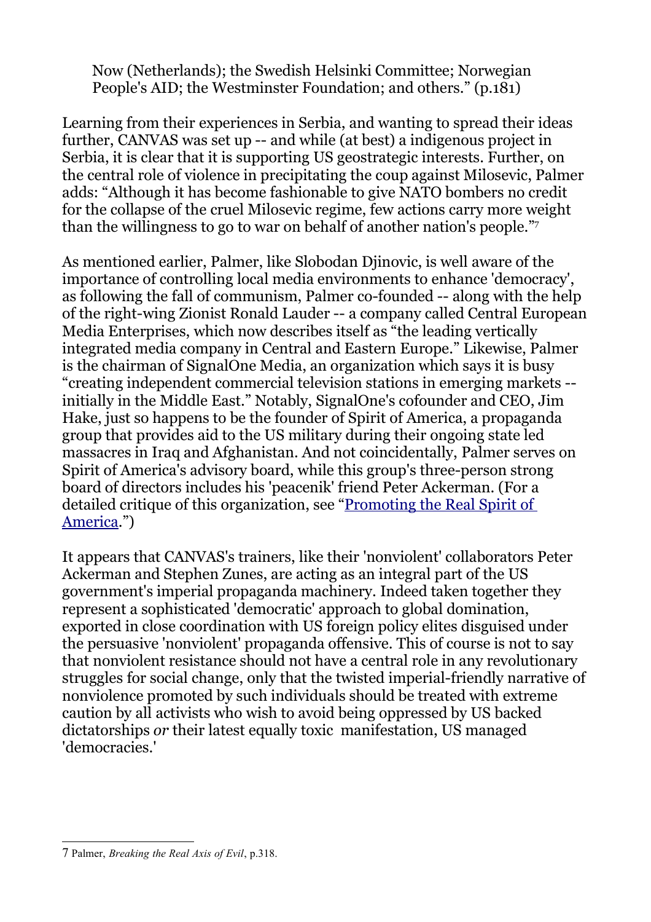> Now (Netherlands); the Swedish Helsinki Committee; Norwegian People's AID; the Westminster Foundation; and others." (p.181)

Learning from their experiences in Serbia, and wanting to spread their ideas further, CANVAS was set up -- and while (at best) a indigenous project in Serbia, it is clear that it is supporting US geostrategic interests. Further, on the central role of violence in precipitating the coup against Milosevic, Palmer adds: "Although it has become fashionable to give NATO bombers no credit for the collapse of the cruel Milosevic regime, few actions carry more weight than the willingness to go to war on behalf of another nation's people."[7]

As mentioned earlier, Palmer, like Slobodan Djinovic, is well aware of the importance of controlling local media environments to enhance 'democracy', as following the fall of communism, Palmer co-founded -- along with the help of the right-wing Zionist Ronald Lauder -- a company called Central European Media Enterprises, which now describes itself as "the leading vertically integrated media company in Central and Eastern Europe." Likewise, Palmer is the chairman of SignalOne Media, an organization which says it is busy "creating independent commercial television stations in emerging markets -- initially in the Middle East." Notably, SignalOne's cofounder and CEO, Jim Hake, just so happens to be the founder of Spirit of America, a propaganda group that provides aid to the US military during their ongoing state led massacres in Iraq and Afghanistan. And not coincidentally, Palmer serves on Spirit of America's advisory board, while this group's three-person strong board of directors includes his 'peacenik' friend Peter Ackerman. (For a detailed critique of this organization, see "Promoting the Real Spirit of America.")

It appears that CANVAS's trainers, like their 'nonviolent' collaborators Peter Ackerman and Stephen Zunes, are acting as an integral part of the US government's imperial propaganda machinery. Indeed taken together they represent a sophisticated 'democratic' approach to global domination, exported in close coordination with US foreign policy elites disguised under the persuasive 'nonviolent' propaganda offensive. This of course is not to say that nonviolent resistance should not have a central role in any revolutionary struggles for social change, only that the twisted imperial-friendly narrative of nonviolence promoted by such individuals should be treated with extreme caution by all activists who wish to avoid being oppressed by US backed dictatorships *or* their latest equally toxic manifestation, US managed 'democracies.'

---

7 Palmer, *Breaking the Real Axis of Evil*, p.318.